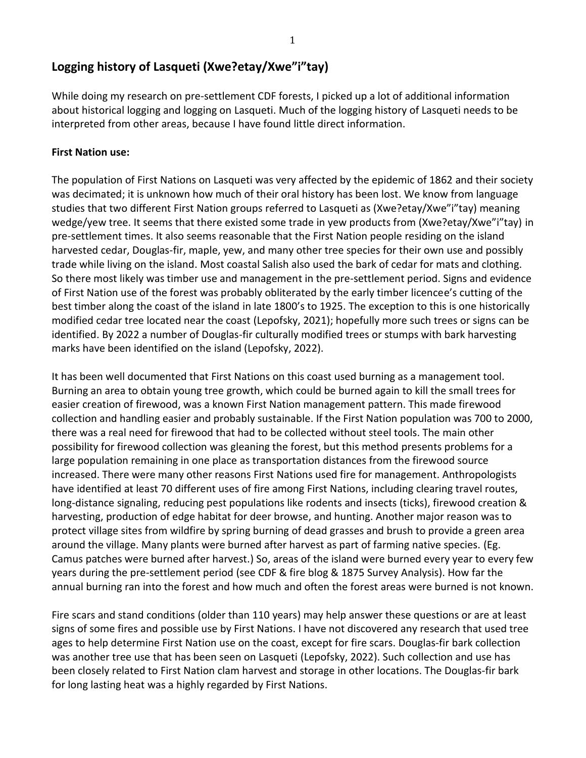## Logging history of Lasqueti (Xwe?etay/Xwe"i"tay)

While doing my research on pre-settlement CDF forests, I picked up a lot of additional information about historical logging and logging on Lasqueti. Much of the logging history of Lasqueti needs to be interpreted from other areas, because I have found little direct information.

**First Nation use:**

The population of First Nations on Lasqueti was very affected by the epidemic of 1862 and their society was decimated; it is unknown how much of their oral history has been lost. We know from language studies that two different First Nation groups referred to Lasqueti as (Xwe?etay/Xwe"i"tay) meaning wedge/yew tree. It seems that there existed some trade in yew products from (Xwe?etay/Xwe"i"tay) in pre-settlement times. It also seems reasonable that the First Nation people residing on the island harvested cedar, Douglas-fir, maple, yew, and many other tree species for their own use and possibly trade while living on the island. Most coastal Salish also used the bark of cedar for mats and clothing. So there most likely was timber use and management in the pre-settlement period. Signs and evidence of First Nation use of the forest was probably obliterated by the early timber licencee's cutting of the best timber along the coast of the island in late 1800's to 1925. The exception to this is one historically modified cedar tree located near the coast (Lepofsky, 2021); hopefully more such trees or signs can be identified. By 2022 a number of Douglas-fir culturally modified trees or stumps with bark harvesting marks have been identified on the island (Lepofsky, 2022).

It has been well documented that First Nations on this coast used burning as a management tool. Burning an area to obtain young tree growth, which could be burned again to kill the small trees for easier creation of firewood, was a known First Nation management pattern. This made firewood collection and handling easier and probably sustainable. If the First Nation population was 700 to 2000, there was a real need for firewood that had to be collected without steel tools. The main other possibility for firewood collection was gleaning the forest, but this method presents problems for a large population remaining in one place as transportation distances from the firewood source increased. There were many other reasons First Nations used fire for management. Anthropologists have identified at least 70 different uses of fire among First Nations, including clearing travel routes, long-distance signaling, reducing pest populations like rodents and insects (ticks), firewood creation & harvesting, production of edge habitat for deer browse, and hunting. Another major reason was to protect village sites from wildfire by spring burning of dead grasses and brush to provide a green area around the village. Many plants were burned after harvest as part of farming native species. (Eg. Camus patches were burned after harvest.) So, areas of the island were burned every year to every few years during the pre-settlement period (see CDF & fire blog & 1875 Survey Analysis). How far the annual burning ran into the forest and how much and often the forest areas were burned is not known.

Fire scars and stand conditions (older than 110 years) may help answer these questions or are at least signs of some fires and possible use by First Nations. I have not discovered any research that used tree ages to help determine First Nation use on the coast, except for fire scars. Douglas-fir bark collection was another tree use that has been seen on Lasqueti (Lepofsky, 2022). Such collection and use has been closely related to First Nation clam harvest and storage in other locations. The Douglas-fir bark for long lasting heat was a highly regarded by First Nations.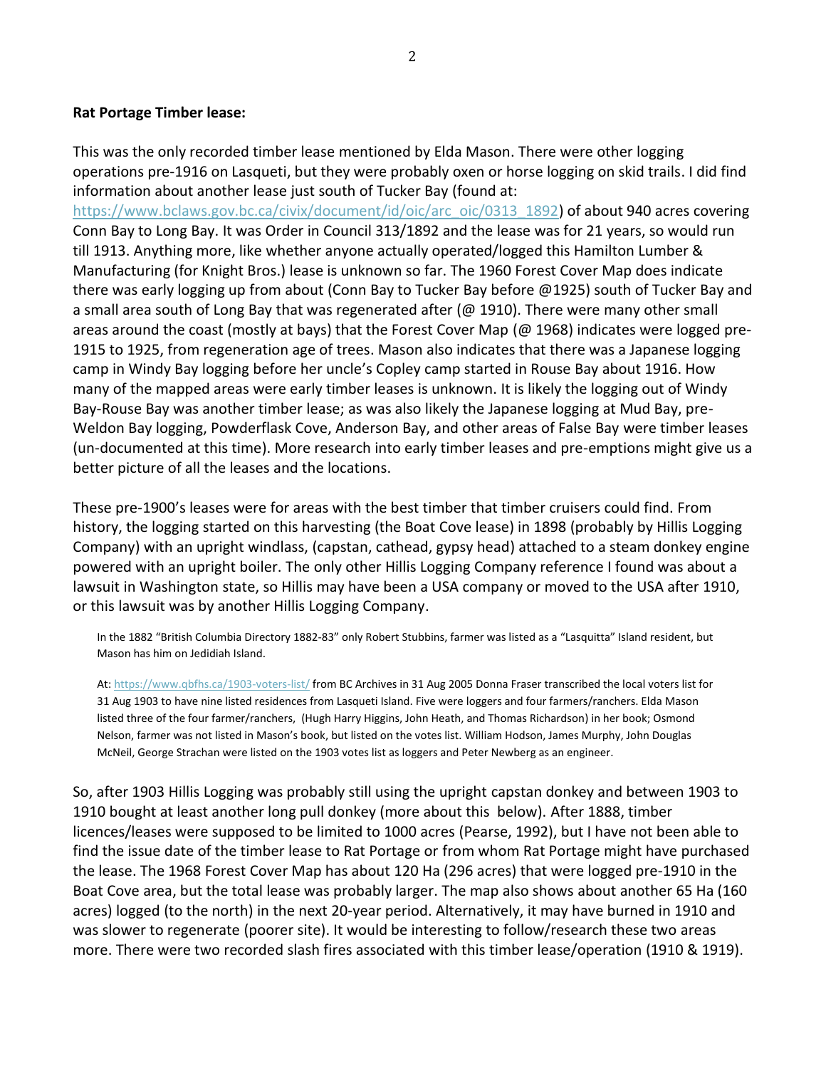**Rat Portage Timber lease:**

This was the only recorded timber lease mentioned by Elda Mason. There were other logging operations pre-1916 on Lasqueti, but they were probably oxen or horse logging on skid trails. I did find information about another lease just south of Tucker Bay (found at: https://www.bclaws.gov.bc.ca/civix/document/id/oic/arc_oic/0313_1892) of about 940 acres covering Conn Bay to Long Bay. It was Order in Council 313/1892 and the lease was for 21 years, so would run till 1913. Anything more, like whether anyone actually operated/logged this Hamilton Lumber & Manufacturing (for Knight Bros.) lease is unknown so far. The 1960 Forest Cover Map does indicate there was early logging up from about (Conn Bay to Tucker Bay before @1925) south of Tucker Bay and a small area south of Long Bay that was regenerated after (@ 1910). There were many other small areas around the coast (mostly at bays) that the Forest Cover Map (@ 1968) indicates were logged pre-1915 to 1925, from regeneration age of trees. Mason also indicates that there was a Japanese logging camp in Windy Bay logging before her uncle's Copley camp started in Rouse Bay about 1916. How many of the mapped areas were early timber leases is unknown. It is likely the logging out of Windy Bay-Rouse Bay was another timber lease; as was also likely the Japanese logging at Mud Bay, pre-Weldon Bay logging, Powderflask Cove, Anderson Bay, and other areas of False Bay were timber leases (un-documented at this time). More research into early timber leases and pre-emptions might give us a better picture of all the leases and the locations.

These pre-1900's leases were for areas with the best timber that timber cruisers could find. From history, the logging started on this harvesting (the Boat Cove lease) in 1898 (probably by Hillis Logging Company) with an upright windlass, (capstan, cathead, gypsy head) attached to a steam donkey engine powered with an upright boiler. The only other Hillis Logging Company reference I found was about a lawsuit in Washington state, so Hillis may have been a USA company or moved to the USA after 1910, or this lawsuit was by another Hillis Logging Company.

In the 1882 "British Columbia Directory 1882-83" only Robert Stubbins, farmer was listed as a "Lasquitta" Island resident, but Mason has him on Jedidiah Island.

At: https://www.qbfhs.ca/1903-voters-list/ from BC Archives in 31 Aug 2005 Donna Fraser transcribed the local voters list for 31 Aug 1903 to have nine listed residences from Lasqueti Island. Five were loggers and four farmers/ranchers. Elda Mason listed three of the four farmer/ranchers, (Hugh Harry Higgins, John Heath, and Thomas Richardson) in her book; Osmond Nelson, farmer was not listed in Mason's book, but listed on the votes list. William Hodson, James Murphy, John Douglas McNeil, George Strachan were listed on the 1903 votes list as loggers and Peter Newberg as an engineer.

So, after 1903 Hillis Logging was probably still using the upright capstan donkey and between 1903 to 1910 bought at least another long pull donkey (more about this below). After 1888, timber licences/leases were supposed to be limited to 1000 acres (Pearse, 1992), but I have not been able to find the issue date of the timber lease to Rat Portage or from whom Rat Portage might have purchased the lease. The 1968 Forest Cover Map has about 120 Ha (296 acres) that were logged pre-1910 in the Boat Cove area, but the total lease was probably larger. The map also shows about another 65 Ha (160 acres) logged (to the north) in the next 20-year period. Alternatively, it may have burned in 1910 and was slower to regenerate (poorer site). It would be interesting to follow/research these two areas more. There were two recorded slash fires associated with this timber lease/operation (1910 & 1919).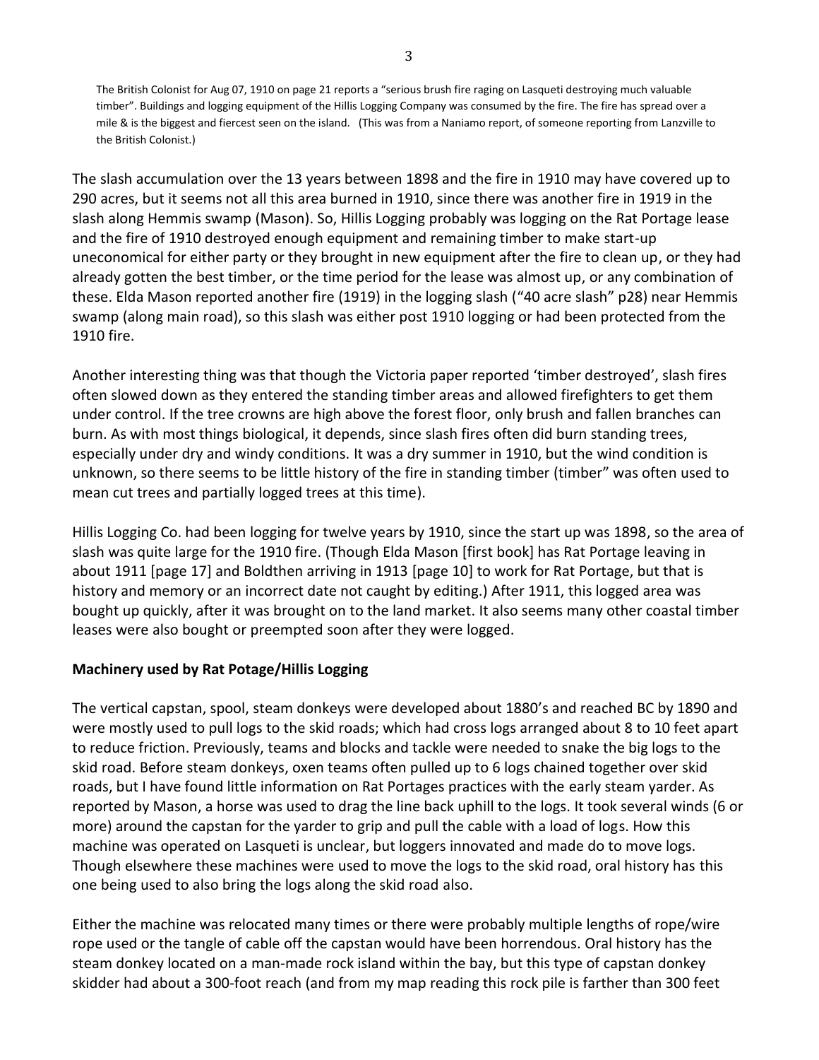The British Colonist for Aug 07, 1910 on page 21 reports a "serious brush fire raging on Lasqueti destroying much valuable timber". Buildings and logging equipment of the Hillis Logging Company was consumed by the fire. The fire has spread over a mile & is the biggest and fiercest seen on the island. (This was from a Naniamo report, of someone reporting from Lanzville to the British Colonist.)

The slash accumulation over the 13 years between 1898 and the fire in 1910 may have covered up to 290 acres, but it seems not all this area burned in 1910, since there was another fire in 1919 in the slash along Hemmis swamp (Mason). So, Hillis Logging probably was logging on the Rat Portage lease and the fire of 1910 destroyed enough equipment and remaining timber to make start-up uneconomical for either party or they brought in new equipment after the fire to clean up, or they had already gotten the best timber, or the time period for the lease was almost up, or any combination of these. Elda Mason reported another fire (1919) in the logging slash ("40 acre slash" p28) near Hemmis swamp (along main road), so this slash was either post 1910 logging or had been protected from the 1910 fire.

Another interesting thing was that though the Victoria paper reported 'timber destroyed', slash fires often slowed down as they entered the standing timber areas and allowed firefighters to get them under control. If the tree crowns are high above the forest floor, only brush and fallen branches can burn. As with most things biological, it depends, since slash fires often did burn standing trees, especially under dry and windy conditions. It was a dry summer in 1910, but the wind condition is unknown, so there seems to be little history of the fire in standing timber (timber" was often used to mean cut trees and partially logged trees at this time).

Hillis Logging Co. had been logging for twelve years by 1910, since the start up was 1898, so the area of slash was quite large for the 1910 fire. (Though Elda Mason [first book] has Rat Portage leaving in about 1911 [page 17] and Boldthen arriving in 1913 [page 10] to work for Rat Portage, but that is history and memory or an incorrect date not caught by editing.) After 1911, this logged area was bought up quickly, after it was brought on to the land market. It also seems many other coastal timber leases were also bought or preempted soon after they were logged.

**Machinery used by Rat Potage/Hillis Logging**

The vertical capstan, spool, steam donkeys were developed about 1880's and reached BC by 1890 and were mostly used to pull logs to the skid roads; which had cross logs arranged about 8 to 10 feet apart to reduce friction. Previously, teams and blocks and tackle were needed to snake the big logs to the skid road. Before steam donkeys, oxen teams often pulled up to 6 logs chained together over skid roads, but I have found little information on Rat Portages practices with the early steam yarder. As reported by Mason, a horse was used to drag the line back uphill to the logs. It took several winds (6 or more) around the capstan for the yarder to grip and pull the cable with a load of logs. How this machine was operated on Lasqueti is unclear, but loggers innovated and made do to move logs. Though elsewhere these machines were used to move the logs to the skid road, oral history has this one being used to also bring the logs along the skid road also.

Either the machine was relocated many times or there were probably multiple lengths of rope/wire rope used or the tangle of cable off the capstan would have been horrendous. Oral history has the steam donkey located on a man-made rock island within the bay, but this type of capstan donkey skidder had about a 300-foot reach (and from my map reading this rock pile is farther than 300 feet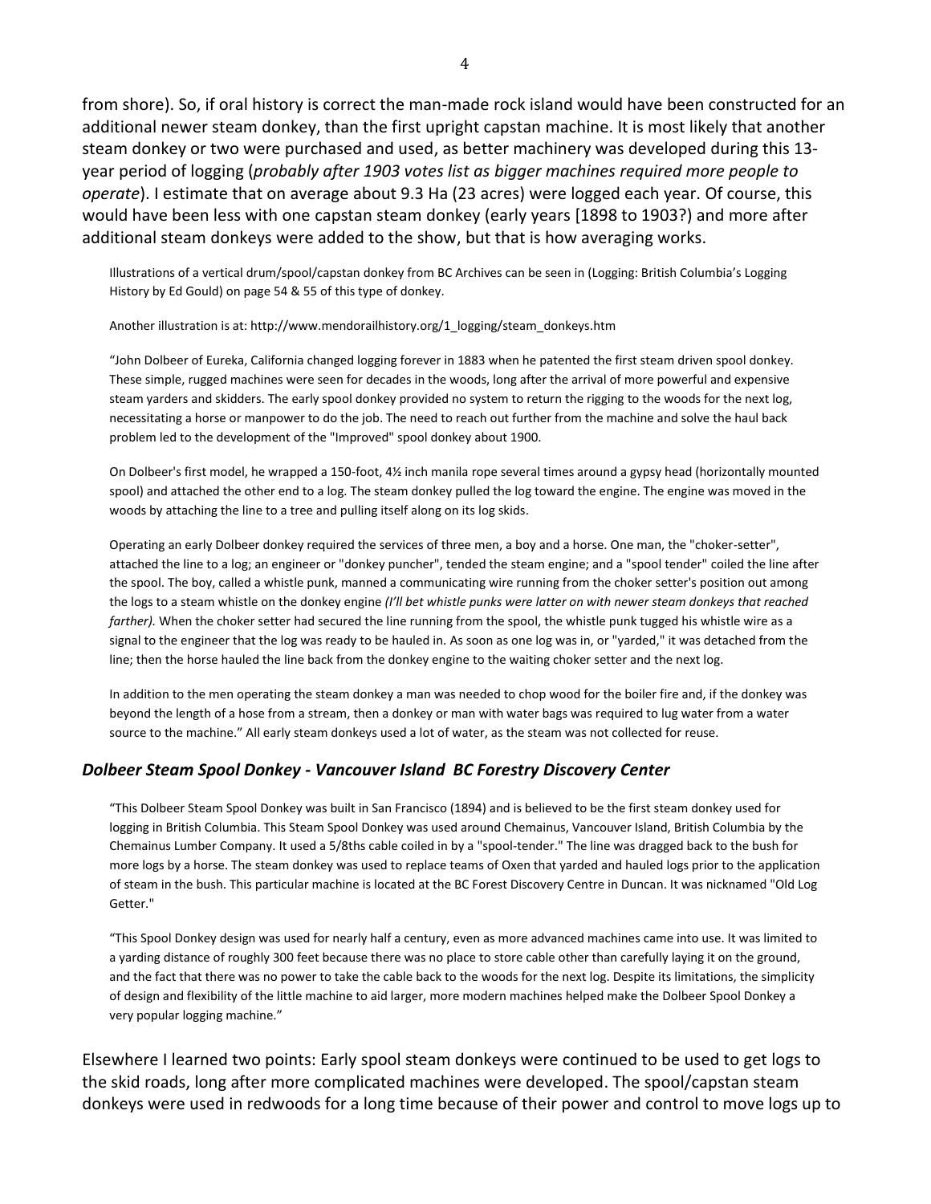from shore). So, if oral history is correct the man-made rock island would have been constructed for an additional newer steam donkey, than the first upright capstan machine. It is most likely that another steam donkey or two were purchased and used, as better machinery was developed during this 13-year period of logging (*probably after 1903 votes list as bigger machines required more people to operate*). I estimate that on average about 9.3 Ha (23 acres) were logged each year. Of course, this would have been less with one capstan steam donkey (early years [1898 to 1903?) and more after additional steam donkeys were added to the show, but that is how averaging works.

Illustrations of a vertical drum/spool/capstan donkey from BC Archives can be seen in (Logging: British Columbia's Logging History by Ed Gould) on page 54 & 55 of this type of donkey.

Another illustration is at: http://www.mendorailhistory.org/1_logging/steam_donkeys.htm

"John Dolbeer of Eureka, California changed logging forever in 1883 when he patented the first steam driven spool donkey. These simple, rugged machines were seen for decades in the woods, long after the arrival of more powerful and expensive steam yarders and skidders. The early spool donkey provided no system to return the rigging to the woods for the next log, necessitating a horse or manpower to do the job. The need to reach out further from the machine and solve the haul back problem led to the development of the "Improved" spool donkey about 1900.

On Dolbeer's first model, he wrapped a 150-foot, 4½ inch manila rope several times around a gypsy head (horizontally mounted spool) and attached the other end to a log. The steam donkey pulled the log toward the engine. The engine was moved in the woods by attaching the line to a tree and pulling itself along on its log skids.

Operating an early Dolbeer donkey required the services of three men, a boy and a horse. One man, the "choker-setter", attached the line to a log; an engineer or "donkey puncher", tended the steam engine; and a "spool tender" coiled the line after the spool. The boy, called a whistle punk, manned a communicating wire running from the choker setter's position out among the logs to a steam whistle on the donkey engine *(I'll bet whistle punks were latter on with newer steam donkeys that reached farther).* When the choker setter had secured the line running from the spool, the whistle punk tugged his whistle wire as a signal to the engineer that the log was ready to be hauled in. As soon as one log was in, or "yarded," it was detached from the line; then the horse hauled the line back from the donkey engine to the waiting choker setter and the next log.

In addition to the men operating the steam donkey a man was needed to chop wood for the boiler fire and, if the donkey was beyond the length of a hose from a stream, then a donkey or man with water bags was required to lug water from a water source to the machine." All early steam donkeys used a lot of water, as the steam was not collected for reuse.

### *Dolbeer Steam Spool Donkey - Vancouver Island BC Forestry Discovery Center*

"This Dolbeer Steam Spool Donkey was built in San Francisco (1894) and is believed to be the first steam donkey used for logging in British Columbia. This Steam Spool Donkey was used around Chemainus, Vancouver Island, British Columbia by the Chemainus Lumber Company. It used a 5/8ths cable coiled in by a "spool-tender." The line was dragged back to the bush for more logs by a horse. The steam donkey was used to replace teams of Oxen that yarded and hauled logs prior to the application of steam in the bush. This particular machine is located at the BC Forest Discovery Centre in Duncan. It was nicknamed "Old Log Getter."

"This Spool Donkey design was used for nearly half a century, even as more advanced machines came into use. It was limited to a yarding distance of roughly 300 feet because there was no place to store cable other than carefully laying it on the ground, and the fact that there was no power to take the cable back to the woods for the next log. Despite its limitations, the simplicity of design and flexibility of the little machine to aid larger, more modern machines helped make the Dolbeer Spool Donkey a very popular logging machine."

Elsewhere I learned two points: Early spool steam donkeys were continued to be used to get logs to the skid roads, long after more complicated machines were developed. The spool/capstan steam donkeys were used in redwoods for a long time because of their power and control to move logs up to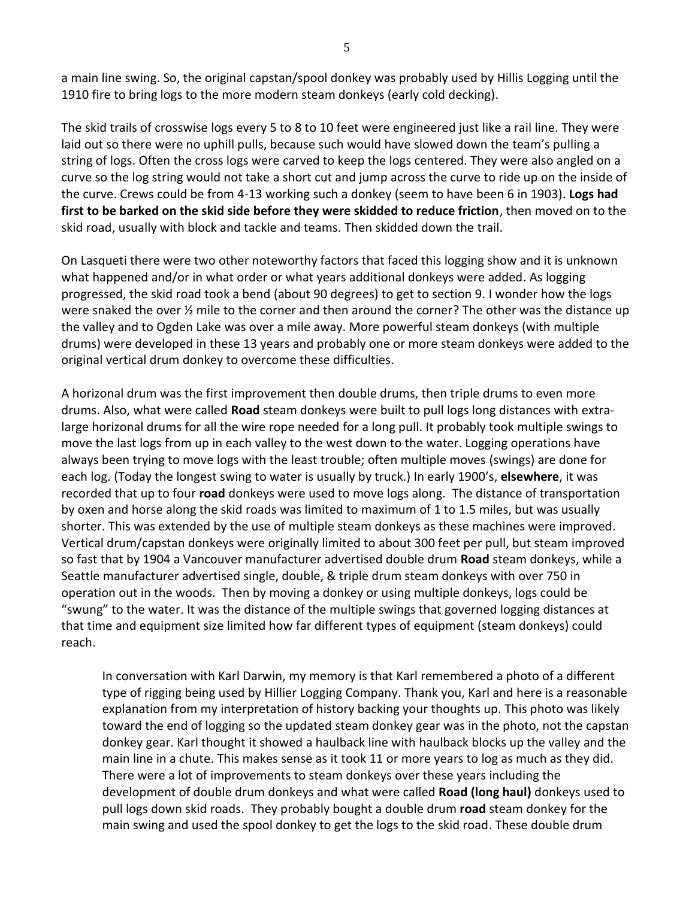a main line swing. So, the original capstan/spool donkey was probably used by Hillis Logging until the 1910 fire to bring logs to the more modern steam donkeys (early cold decking).

The skid trails of crosswise logs every 5 to 8 to 10 feet were engineered just like a rail line. They were laid out so there were no uphill pulls, because such would have slowed down the team's pulling a string of logs. Often the cross logs were carved to keep the logs centered. They were also angled on a curve so the log string would not take a short cut and jump across the curve to ride up on the inside of the curve. Crews could be from 4-13 working such a donkey (seem to have been 6 in 1903). **Logs had first to be barked on the skid side before they were skidded to reduce friction**, then moved on to the skid road, usually with block and tackle and teams. Then skidded down the trail.

On Lasqueti there were two other noteworthy factors that faced this logging show and it is unknown what happened and/or in what order or what years additional donkeys were added. As logging progressed, the skid road took a bend (about 90 degrees) to get to section 9. I wonder how the logs were snaked the over ½ mile to the corner and then around the corner? The other was the distance up the valley and to Ogden Lake was over a mile away. More powerful steam donkeys (with multiple drums) were developed in these 13 years and probably one or more steam donkeys were added to the original vertical drum donkey to overcome these difficulties.

A horizonal drum was the first improvement then double drums, then triple drums to even more drums. Also, what were called **Road** steam donkeys were built to pull logs long distances with extra-large horizonal drums for all the wire rope needed for a long pull. It probably took multiple swings to move the last logs from up in each valley to the west down to the water. Logging operations have always been trying to move logs with the least trouble; often multiple moves (swings) are done for each log. (Today the longest swing to water is usually by truck.) In early 1900's, **elsewhere**, it was recorded that up to four **road** donkeys were used to move logs along. The distance of transportation by oxen and horse along the skid roads was limited to maximum of 1 to 1.5 miles, but was usually shorter. This was extended by the use of multiple steam donkeys as these machines were improved. Vertical drum/capstan donkeys were originally limited to about 300 feet per pull, but steam improved so fast that by 1904 a Vancouver manufacturer advertised double drum **Road** steam donkeys, while a Seattle manufacturer advertised single, double, & triple drum steam donkeys with over 750 in operation out in the woods. Then by moving a donkey or using multiple donkeys, logs could be "swung" to the water. It was the distance of the multiple swings that governed logging distances at that time and equipment size limited how far different types of equipment (steam donkeys) could reach.

> In conversation with Karl Darwin, my memory is that Karl remembered a photo of a different type of rigging being used by Hillier Logging Company. Thank you, Karl and here is a reasonable explanation from my interpretation of history backing your thoughts up. This photo was likely toward the end of logging so the updated steam donkey gear was in the photo, not the capstan donkey gear. Karl thought it showed a haulback line with haulback blocks up the valley and the main line in a chute. This makes sense as it took 11 or more years to log as much as they did. There were a lot of improvements to steam donkeys over these years including the development of double drum donkeys and what were called **Road (long haul)** donkeys used to pull logs down skid roads. They probably bought a double drum **road** steam donkey for the main swing and used the spool donkey to get the logs to the skid road. These double drum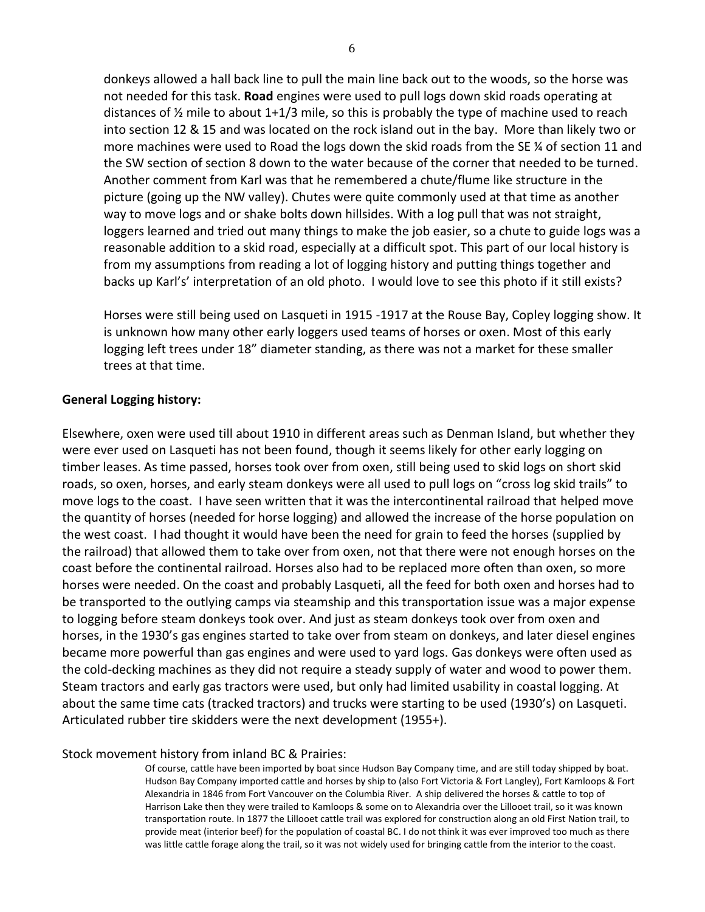donkeys allowed a hall back line to pull the main line back out to the woods, so the horse was not needed for this task. **Road** engines were used to pull logs down skid roads operating at distances of ½ mile to about 1+1/3 mile, so this is probably the type of machine used to reach into section 12 & 15 and was located on the rock island out in the bay. More than likely two or more machines were used to Road the logs down the skid roads from the SE ¼ of section 11 and the SW section of section 8 down to the water because of the corner that needed to be turned. Another comment from Karl was that he remembered a chute/flume like structure in the picture (going up the NW valley). Chutes were quite commonly used at that time as another way to move logs and or shake bolts down hillsides. With a log pull that was not straight, loggers learned and tried out many things to make the job easier, so a chute to guide logs was a reasonable addition to a skid road, especially at a difficult spot. This part of our local history is from my assumptions from reading a lot of logging history and putting things together and backs up Karl's' interpretation of an old photo. I would love to see this photo if it still exists?

Horses were still being used on Lasqueti in 1915 -1917 at the Rouse Bay, Copley logging show. It is unknown how many other early loggers used teams of horses or oxen. Most of this early logging left trees under 18" diameter standing, as there was not a market for these smaller trees at that time.

**General Logging history:**

Elsewhere, oxen were used till about 1910 in different areas such as Denman Island, but whether they were ever used on Lasqueti has not been found, though it seems likely for other early logging on timber leases. As time passed, horses took over from oxen, still being used to skid logs on short skid roads, so oxen, horses, and early steam donkeys were all used to pull logs on "cross log skid trails" to move logs to the coast. I have seen written that it was the intercontinental railroad that helped move the quantity of horses (needed for horse logging) and allowed the increase of the horse population on the west coast. I had thought it would have been the need for grain to feed the horses (supplied by the railroad) that allowed them to take over from oxen, not that there were not enough horses on the coast before the continental railroad. Horses also had to be replaced more often than oxen, so more horses were needed. On the coast and probably Lasqueti, all the feed for both oxen and horses had to be transported to the outlying camps via steamship and this transportation issue was a major expense to logging before steam donkeys took over. And just as steam donkeys took over from oxen and horses, in the 1930's gas engines started to take over from steam on donkeys, and later diesel engines became more powerful than gas engines and were used to yard logs. Gas donkeys were often used as the cold-decking machines as they did not require a steady supply of water and wood to power them. Steam tractors and early gas tractors were used, but only had limited usability in coastal logging. At about the same time cats (tracked tractors) and trucks were starting to be used (1930's) on Lasqueti. Articulated rubber tire skidders were the next development (1955+).

Stock movement history from inland BC & Prairies:

Of course, cattle have been imported by boat since Hudson Bay Company time, and are still today shipped by boat. Hudson Bay Company imported cattle and horses by ship to (also Fort Victoria & Fort Langley), Fort Kamloops & Fort Alexandria in 1846 from Fort Vancouver on the Columbia River. A ship delivered the horses & cattle to top of Harrison Lake then they were trailed to Kamloops & some on to Alexandria over the Lillooet trail, so it was known transportation route. In 1877 the Lillooet cattle trail was explored for construction along an old First Nation trail, to provide meat (interior beef) for the population of coastal BC. I do not think it was ever improved too much as there was little cattle forage along the trail, so it was not widely used for bringing cattle from the interior to the coast.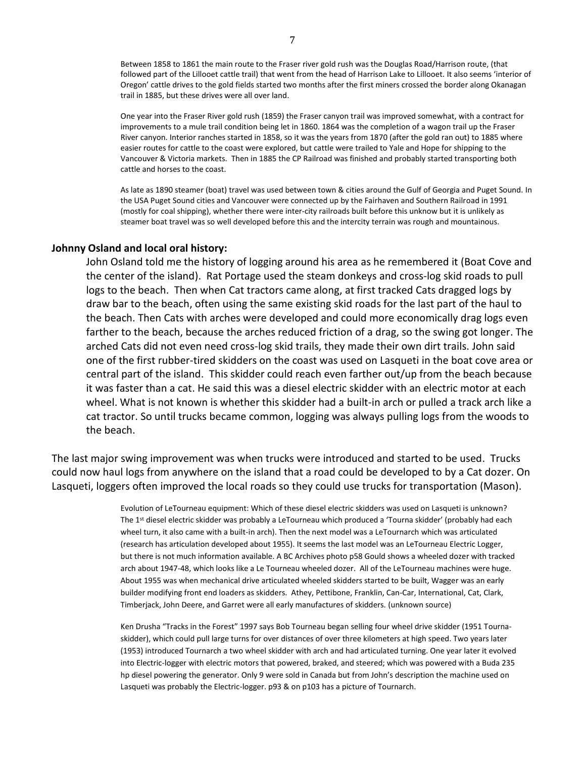Between 1858 to 1861 the main route to the Fraser river gold rush was the Douglas Road/Harrison route, (that followed part of the Lillooet cattle trail) that went from the head of Harrison Lake to Lillooet. It also seems 'interior of Oregon' cattle drives to the gold fields started two months after the first miners crossed the border along Okanagan trail in 1885, but these drives were all over land.

One year into the Fraser River gold rush (1859) the Fraser canyon trail was improved somewhat, with a contract for improvements to a mule trail condition being let in 1860. 1864 was the completion of a wagon trail up the Fraser River canyon. Interior ranches started in 1858, so it was the years from 1870 (after the gold ran out) to 1885 where easier routes for cattle to the coast were explored, but cattle were trailed to Yale and Hope for shipping to the Vancouver & Victoria markets. Then in 1885 the CP Railroad was finished and probably started transporting both cattle and horses to the coast.

As late as 1890 steamer (boat) travel was used between town & cities around the Gulf of Georgia and Puget Sound. In the USA Puget Sound cities and Vancouver were connected up by the Fairhaven and Southern Railroad in 1991 (mostly for coal shipping), whether there were inter-city railroads built before this unknow but it is unlikely as steamer boat travel was so well developed before this and the intercity terrain was rough and mountainous.

**Johnny Osland and local oral history:**

John Osland told me the history of logging around his area as he remembered it (Boat Cove and the center of the island). Rat Portage used the steam donkeys and cross-log skid roads to pull logs to the beach. Then when Cat tractors came along, at first tracked Cats dragged logs by draw bar to the beach, often using the same existing skid roads for the last part of the haul to the beach. Then Cats with arches were developed and could more economically drag logs even farther to the beach, because the arches reduced friction of a drag, so the swing got longer. The arched Cats did not even need cross-log skid trails, they made their own dirt trails. John said one of the first rubber-tired skidders on the coast was used on Lasqueti in the boat cove area or central part of the island. This skidder could reach even farther out/up from the beach because it was faster than a cat. He said this was a diesel electric skidder with an electric motor at each wheel. What is not known is whether this skidder had a built-in arch or pulled a track arch like a cat tractor. So until trucks became common, logging was always pulling logs from the woods to the beach.

The last major swing improvement was when trucks were introduced and started to be used. Trucks could now haul logs from anywhere on the island that a road could be developed to by a Cat dozer. On Lasqueti, loggers often improved the local roads so they could use trucks for transportation (Mason).

Evolution of LeTourneau equipment: Which of these diesel electric skidders was used on Lasqueti is unknown? The 1st diesel electric skidder was probably a LeTourneau which produced a 'Tourna skidder' (probably had each wheel turn, it also came with a built-in arch). Then the next model was a LeTournarch which was articulated (research has articulation developed about 1955). It seems the last model was an LeTourneau Electric Logger, but there is not much information available. A BC Archives photo p58 Gould shows a wheeled dozer with tracked arch about 1947-48, which looks like a Le Tourneau wheeled dozer. All of the LeTourneau machines were huge. About 1955 was when mechanical drive articulated wheeled skidders started to be built, Wagger was an early builder modifying front end loaders as skidders. Athey, Pettibone, Franklin, Can-Car, International, Cat, Clark, Timberjack, John Deere, and Garret were all early manufactures of skidders. (unknown source)

Ken Drusha "Tracks in the Forest" 1997 says Bob Tourneau began selling four wheel drive skidder (1951 Tourna-skidder), which could pull large turns for over distances of over three kilometers at high speed. Two years later (1953) introduced Tournarch a two wheel skidder with arch and had articulated turning. One year later it evolved into Electric-logger with electric motors that powered, braked, and steered; which was powered with a Buda 235 hp diesel powering the generator. Only 9 were sold in Canada but from John's description the machine used on Lasqueti was probably the Electric-logger. p93 & on p103 has a picture of Tournarch.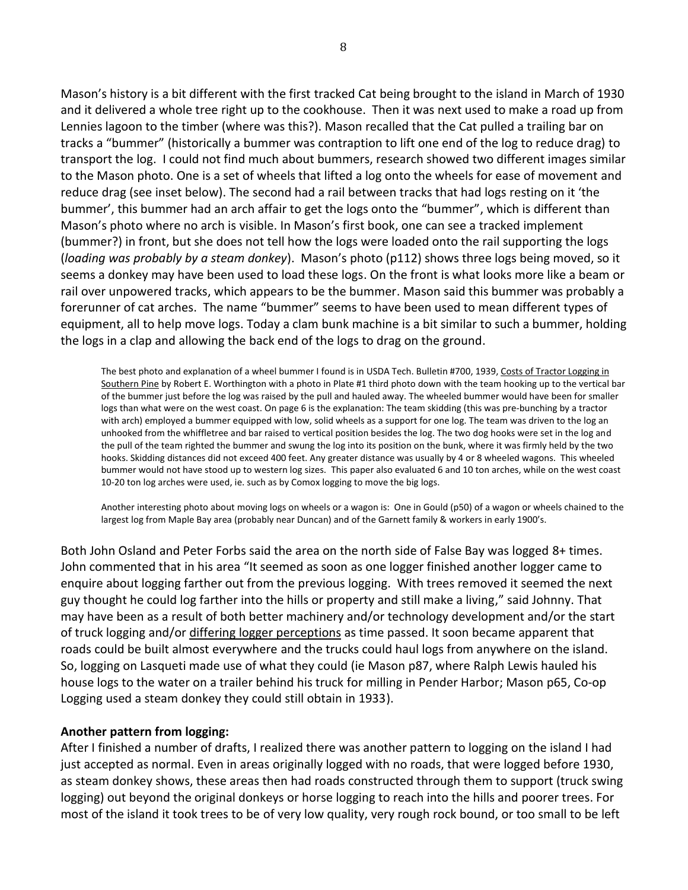Mason's history is a bit different with the first tracked Cat being brought to the island in March of 1930 and it delivered a whole tree right up to the cookhouse. Then it was next used to make a road up from Lennies lagoon to the timber (where was this?). Mason recalled that the Cat pulled a trailing bar on tracks a "bummer" (historically a bummer was contraption to lift one end of the log to reduce drag) to transport the log. I could not find much about bummers, research showed two different images similar to the Mason photo. One is a set of wheels that lifted a log onto the wheels for ease of movement and reduce drag (see inset below). The second had a rail between tracks that had logs resting on it 'the bummer', this bummer had an arch affair to get the logs onto the "bummer", which is different than Mason's photo where no arch is visible. In Mason's first book, one can see a tracked implement (bummer?) in front, but she does not tell how the logs were loaded onto the rail supporting the logs (*loading was probably by a steam donkey*). Mason's photo (p112) shows three logs being moved, so it seems a donkey may have been used to load these logs. On the front is what looks more like a beam or rail over unpowered tracks, which appears to be the bummer. Mason said this bummer was probably a forerunner of cat arches. The name "bummer" seems to have been used to mean different types of equipment, all to help move logs. Today a clam bunk machine is a bit similar to such a bummer, holding the logs in a clap and allowing the back end of the logs to drag on the ground.

> The best photo and explanation of a wheel bummer I found is in USDA Tech. Bulletin #700, 1939, <u>Costs of Tractor Logging in Southern Pine</u> by Robert E. Worthington with a photo in Plate #1 third photo down with the team hooking up to the vertical bar of the bummer just before the log was raised by the pull and hauled away. The wheeled bummer would have been for smaller logs than what were on the west coast. On page 6 is the explanation: The team skidding (this was pre-bunching by a tractor with arch) employed a bummer equipped with low, solid wheels as a support for one log. The team was driven to the log an unhooked from the whiffletree and bar raised to vertical position besides the log. The two dog hooks were set in the log and the pull of the team righted the bummer and swung the log into its position on the bunk, where it was firmly held by the two hooks. Skidding distances did not exceed 400 feet. Any greater distance was usually by 4 or 8 wheeled wagons. This wheeled bummer would not have stood up to western log sizes. This paper also evaluated 6 and 10 ton arches, while on the west coast 10-20 ton log arches were used, ie. such as by Comox logging to move the big logs.
>
> Another interesting photo about moving logs on wheels or a wagon is: One in Gould (p50) of a wagon or wheels chained to the largest log from Maple Bay area (probably near Duncan) and of the Garnett family & workers in early 1900's.

Both John Osland and Peter Forbs said the area on the north side of False Bay was logged 8+ times. John commented that in his area "It seemed as soon as one logger finished another logger came to enquire about logging farther out from the previous logging. With trees removed it seemed the next guy thought he could log farther into the hills or property and still make a living," said Johnny. That may have been as a result of both better machinery and/or technology development and/or the start of truck logging and/or <u>differing logger perceptions</u> as time passed. It soon became apparent that roads could be built almost everywhere and the trucks could haul logs from anywhere on the island. So, logging on Lasqueti made use of what they could (ie Mason p87, where Ralph Lewis hauled his house logs to the water on a trailer behind his truck for milling in Pender Harbor; Mason p65, Co-op Logging used a steam donkey they could still obtain in 1933).

**Another pattern from logging:**

After I finished a number of drafts, I realized there was another pattern to logging on the island I had just accepted as normal. Even in areas originally logged with no roads, that were logged before 1930, as steam donkey shows, these areas then had roads constructed through them to support (truck swing logging) out beyond the original donkeys or horse logging to reach into the hills and poorer trees. For most of the island it took trees to be of very low quality, very rough rock bound, or too small to be left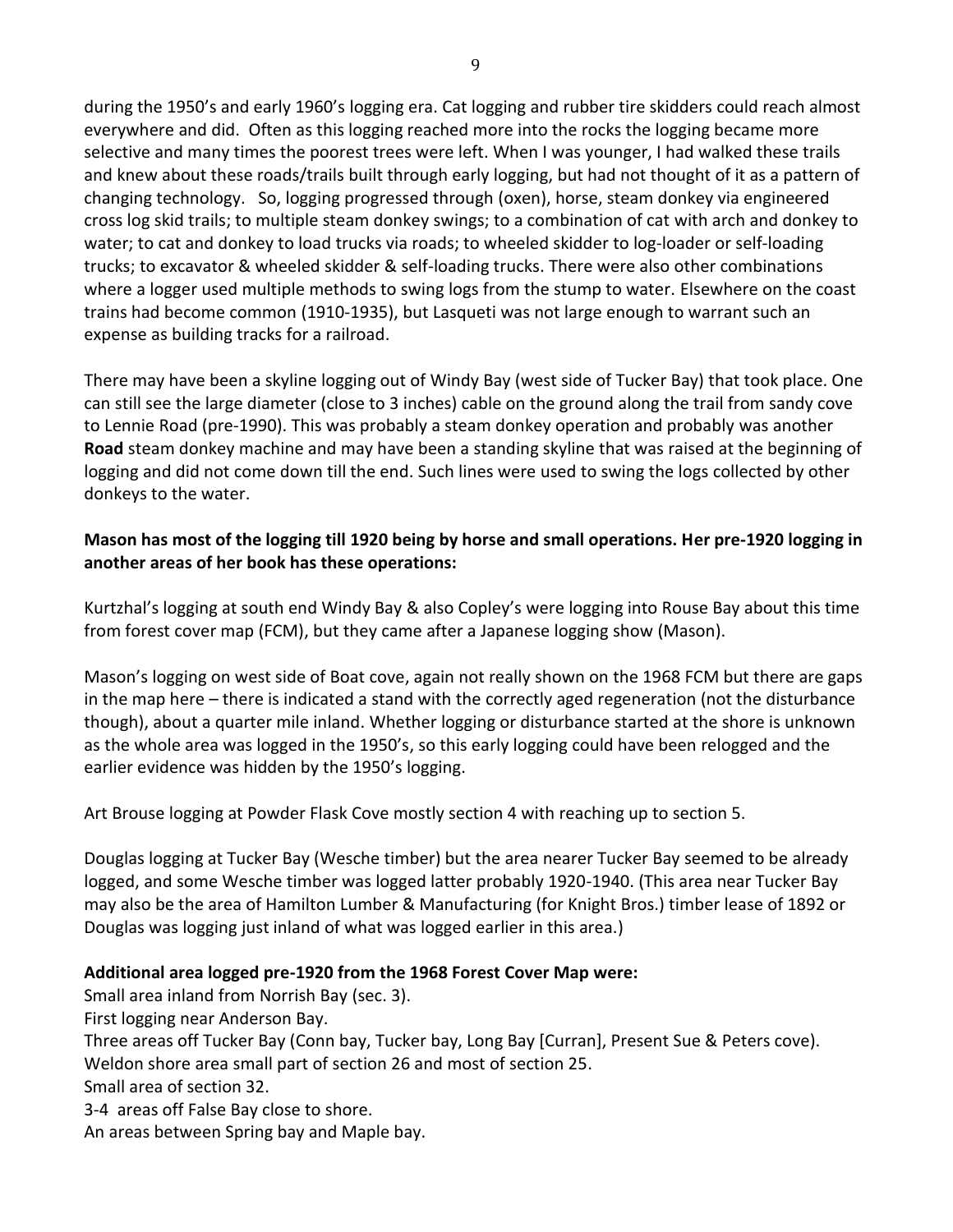during the 1950's and early 1960's logging era. Cat logging and rubber tire skidders could reach almost everywhere and did. Often as this logging reached more into the rocks the logging became more selective and many times the poorest trees were left. When I was younger, I had walked these trails and knew about these roads/trails built through early logging, but had not thought of it as a pattern of changing technology. So, logging progressed through (oxen), horse, steam donkey via engineered cross log skid trails; to multiple steam donkey swings; to a combination of cat with arch and donkey to water; to cat and donkey to load trucks via roads; to wheeled skidder to log-loader or self-loading trucks; to excavator & wheeled skidder & self-loading trucks. There were also other combinations where a logger used multiple methods to swing logs from the stump to water. Elsewhere on the coast trains had become common (1910-1935), but Lasqueti was not large enough to warrant such an expense as building tracks for a railroad.

There may have been a skyline logging out of Windy Bay (west side of Tucker Bay) that took place. One can still see the large diameter (close to 3 inches) cable on the ground along the trail from sandy cove to Lennie Road (pre-1990). This was probably a steam donkey operation and probably was another **Road** steam donkey machine and may have been a standing skyline that was raised at the beginning of logging and did not come down till the end. Such lines were used to swing the logs collected by other donkeys to the water.

**Mason has most of the logging till 1920 being by horse and small operations. Her pre-1920 logging in another areas of her book has these operations:**

Kurtzhal's logging at south end Windy Bay & also Copley's were logging into Rouse Bay about this time from forest cover map (FCM), but they came after a Japanese logging show (Mason).

Mason's logging on west side of Boat cove, again not really shown on the 1968 FCM but there are gaps in the map here – there is indicated a stand with the correctly aged regeneration (not the disturbance though), about a quarter mile inland. Whether logging or disturbance started at the shore is unknown as the whole area was logged in the 1950's, so this early logging could have been relogged and the earlier evidence was hidden by the 1950's logging.

Art Brouse logging at Powder Flask Cove mostly section 4 with reaching up to section 5.

Douglas logging at Tucker Bay (Wesche timber) but the area nearer Tucker Bay seemed to be already logged, and some Wesche timber was logged latter probably 1920-1940. (This area near Tucker Bay may also be the area of Hamilton Lumber & Manufacturing (for Knight Bros.) timber lease of 1892 or Douglas was logging just inland of what was logged earlier in this area.)

**Additional area logged pre-1920 from the 1968 Forest Cover Map were:**

Small area inland from Norrish Bay (sec. 3).
First logging near Anderson Bay.
Three areas off Tucker Bay (Conn bay, Tucker bay, Long Bay [Curran], Present Sue & Peters cove).
Weldon shore area small part of section 26 and most of section 25.
Small area of section 32.
3-4 areas off False Bay close to shore.
An areas between Spring bay and Maple bay.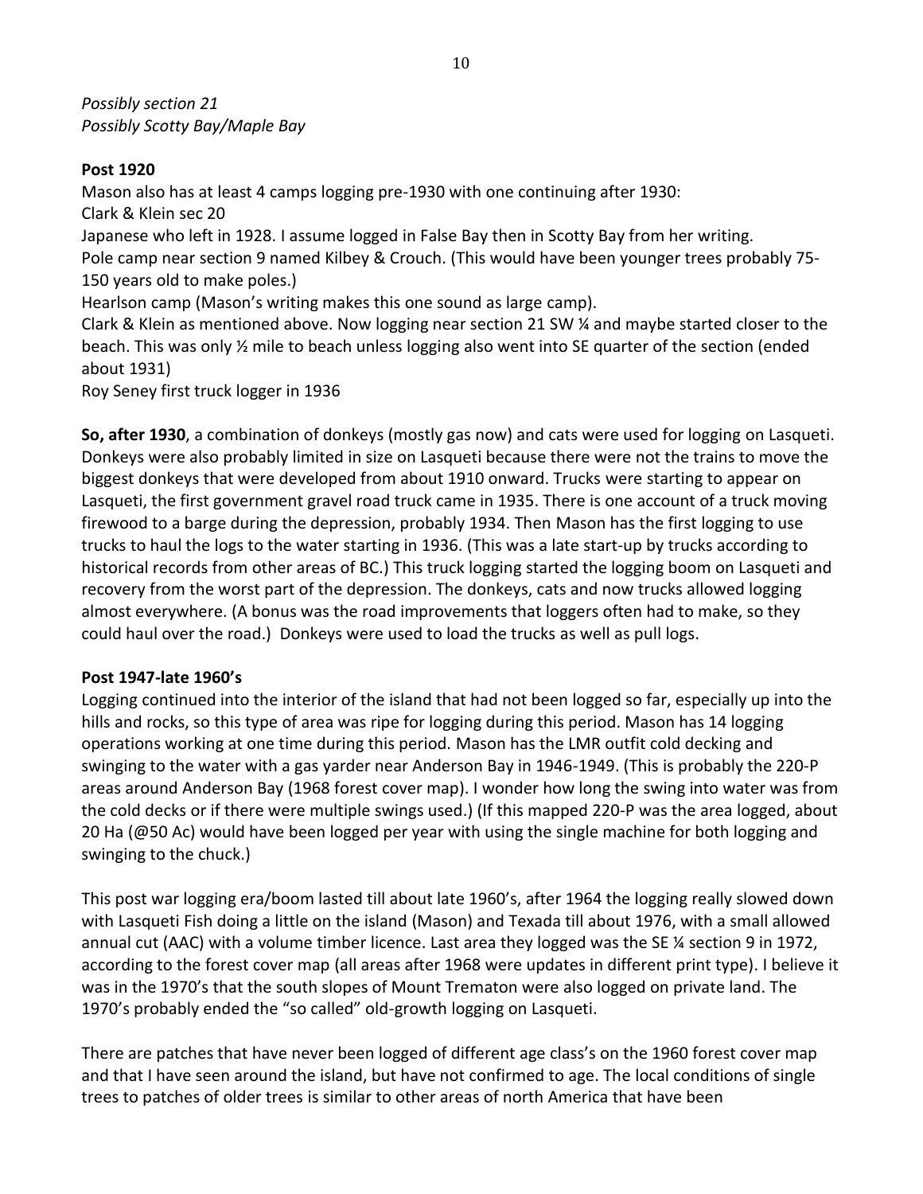*Possibly section 21*
*Possibly Scotty Bay/Maple Bay*

**Post 1920**

Mason also has at least 4 camps logging pre-1930 with one continuing after 1930:
Clark & Klein sec 20
Japanese who left in 1928. I assume logged in False Bay then in Scotty Bay from her writing.
Pole camp near section 9 named Kilbey & Crouch. (This would have been younger trees probably 75-150 years old to make poles.)
Hearlson camp (Mason's writing makes this one sound as large camp).
Clark & Klein as mentioned above. Now logging near section 21 SW ¼ and maybe started closer to the beach. This was only ½ mile to beach unless logging also went into SE quarter of the section (ended about 1931)
Roy Seney first truck logger in 1936

**So, after 1930**, a combination of donkeys (mostly gas now) and cats were used for logging on Lasqueti. Donkeys were also probably limited in size on Lasqueti because there were not the trains to move the biggest donkeys that were developed from about 1910 onward. Trucks were starting to appear on Lasqueti, the first government gravel road truck came in 1935. There is one account of a truck moving firewood to a barge during the depression, probably 1934. Then Mason has the first logging to use trucks to haul the logs to the water starting in 1936. (This was a late start-up by trucks according to historical records from other areas of BC.) This truck logging started the logging boom on Lasqueti and recovery from the worst part of the depression. The donkeys, cats and now trucks allowed logging almost everywhere. (A bonus was the road improvements that loggers often had to make, so they could haul over the road.) Donkeys were used to load the trucks as well as pull logs.

**Post 1947-late 1960's**

Logging continued into the interior of the island that had not been logged so far, especially up into the hills and rocks, so this type of area was ripe for logging during this period. Mason has 14 logging operations working at one time during this period. Mason has the LMR outfit cold decking and swinging to the water with a gas yarder near Anderson Bay in 1946-1949. (This is probably the 220-P areas around Anderson Bay (1968 forest cover map). I wonder how long the swing into water was from the cold decks or if there were multiple swings used.) (If this mapped 220-P was the area logged, about 20 Ha (@50 Ac) would have been logged per year with using the single machine for both logging and swinging to the chuck.)

This post war logging era/boom lasted till about late 1960's, after 1964 the logging really slowed down with Lasqueti Fish doing a little on the island (Mason) and Texada till about 1976, with a small allowed annual cut (AAC) with a volume timber licence. Last area they logged was the SE ¼ section 9 in 1972, according to the forest cover map (all areas after 1968 were updates in different print type). I believe it was in the 1970's that the south slopes of Mount Trematon were also logged on private land. The 1970's probably ended the "so called" old-growth logging on Lasqueti.

There are patches that have never been logged of different age class's on the 1960 forest cover map and that I have seen around the island, but have not confirmed to age. The local conditions of single trees to patches of older trees is similar to other areas of north America that have been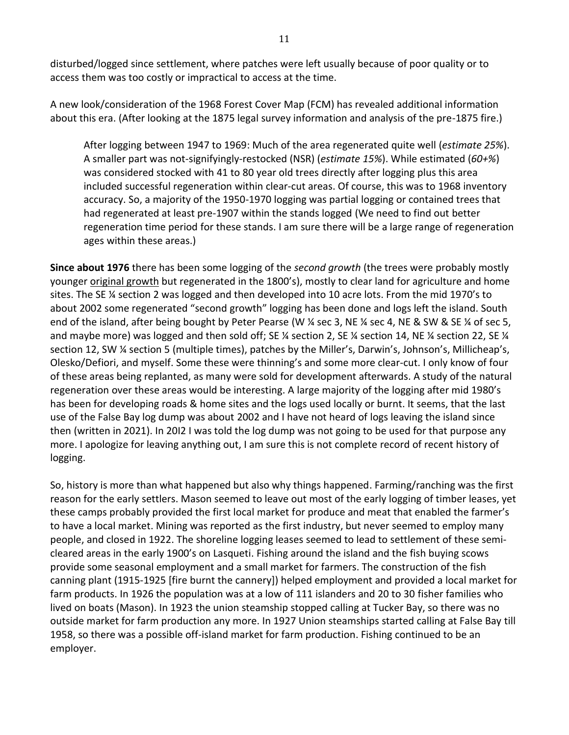disturbed/logged since settlement, where patches were left usually because of poor quality or to access them was too costly or impractical to access at the time.

A new look/consideration of the 1968 Forest Cover Map (FCM) has revealed additional information about this era. (After looking at the 1875 legal survey information and analysis of the pre-1875 fire.)

> After logging between 1947 to 1969: Much of the area regenerated quite well (*estimate 25%*). A smaller part was not-signifyingly-restocked (NSR) (*estimate 15%*). While estimated (*60+%*) was considered stocked with 41 to 80 year old trees directly after logging plus this area included successful regeneration within clear-cut areas. Of course, this was to 1968 inventory accuracy. So, a majority of the 1950-1970 logging was partial logging or contained trees that had regenerated at least pre-1907 within the stands logged (We need to find out better regeneration time period for these stands. I am sure there will be a large range of regeneration ages within these areas.)

**Since about 1976** there has been some logging of the *second growth* (the trees were probably mostly younger <u>original growth</u> but regenerated in the 1800's), mostly to clear land for agriculture and home sites. The SE ¼ section 2 was logged and then developed into 10 acre lots. From the mid 1970's to about 2002 some regenerated "second growth" logging has been done and logs left the island. South end of the island, after being bought by Peter Pearse (W ¼ sec 3, NE ¼ sec 4, NE & SW & SE ¼ of sec 5, and maybe more) was logged and then sold off; SE ¼ section 2, SE ¼ section 14, NE ¼ section 22, SE ¼ section 12, SW ¼ section 5 (multiple times), patches by the Miller's, Darwin's, Johnson's, Millicheap's, Olesko/Defiori, and myself. Some these were thinning's and some more clear-cut. I only know of four of these areas being replanted, as many were sold for development afterwards. A study of the natural regeneration over these areas would be interesting. A large majority of the logging after mid 1980's has been for developing roads & home sites and the logs used locally or burnt. It seems, that the last use of the False Bay log dump was about 2002 and I have not heard of logs leaving the island since then (written in 2021). In 20I2 I was told the log dump was not going to be used for that purpose any more. I apologize for leaving anything out, I am sure this is not complete record of recent history of logging.

So, history is more than what happened but also why things happened. Farming/ranching was the first reason for the early settlers. Mason seemed to leave out most of the early logging of timber leases, yet these camps probably provided the first local market for produce and meat that enabled the farmer's to have a local market. Mining was reported as the first industry, but never seemed to employ many people, and closed in 1922. The shoreline logging leases seemed to lead to settlement of these semi-cleared areas in the early 1900's on Lasqueti. Fishing around the island and the fish buying scows provide some seasonal employment and a small market for farmers. The construction of the fish canning plant (1915-1925 [fire burnt the cannery]) helped employment and provided a local market for farm products. In 1926 the population was at a low of 111 islanders and 20 to 30 fisher families who lived on boats (Mason). In 1923 the union steamship stopped calling at Tucker Bay, so there was no outside market for farm production any more. In 1927 Union steamships started calling at False Bay till 1958, so there was a possible off-island market for farm production. Fishing continued to be an employer.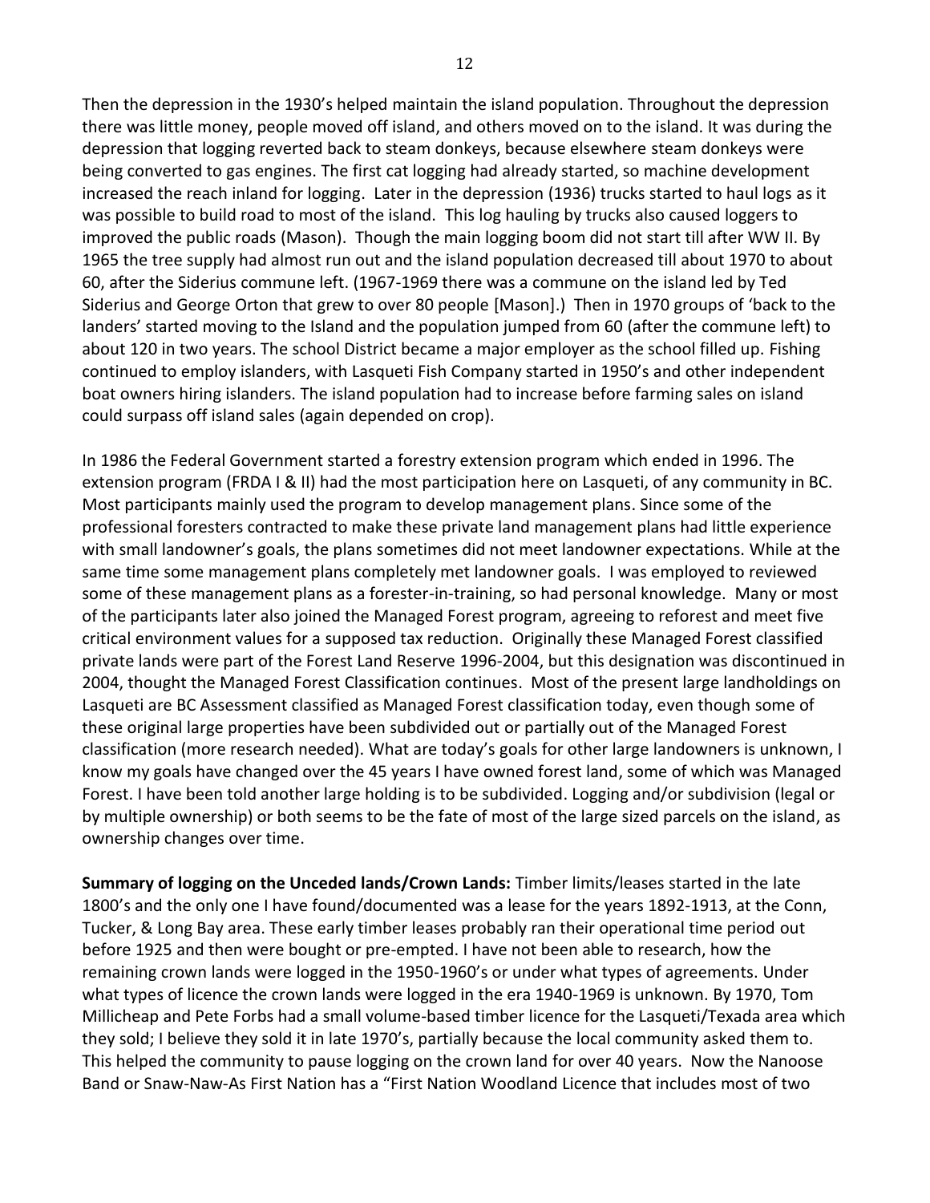Then the depression in the 1930's helped maintain the island population. Throughout the depression there was little money, people moved off island, and others moved on to the island. It was during the depression that logging reverted back to steam donkeys, because elsewhere steam donkeys were being converted to gas engines. The first cat logging had already started, so machine development increased the reach inland for logging. Later in the depression (1936) trucks started to haul logs as it was possible to build road to most of the island. This log hauling by trucks also caused loggers to improved the public roads (Mason). Though the main logging boom did not start till after WW II. By 1965 the tree supply had almost run out and the island population decreased till about 1970 to about 60, after the Siderius commune left. (1967-1969 there was a commune on the island led by Ted Siderius and George Orton that grew to over 80 people [Mason].) Then in 1970 groups of 'back to the landers' started moving to the Island and the population jumped from 60 (after the commune left) to about 120 in two years. The school District became a major employer as the school filled up. Fishing continued to employ islanders, with Lasqueti Fish Company started in 1950's and other independent boat owners hiring islanders. The island population had to increase before farming sales on island could surpass off island sales (again depended on crop).

In 1986 the Federal Government started a forestry extension program which ended in 1996. The extension program (FRDA I & II) had the most participation here on Lasqueti, of any community in BC. Most participants mainly used the program to develop management plans. Since some of the professional foresters contracted to make these private land management plans had little experience with small landowner's goals, the plans sometimes did not meet landowner expectations. While at the same time some management plans completely met landowner goals. I was employed to reviewed some of these management plans as a forester-in-training, so had personal knowledge. Many or most of the participants later also joined the Managed Forest program, agreeing to reforest and meet five critical environment values for a supposed tax reduction. Originally these Managed Forest classified private lands were part of the Forest Land Reserve 1996-2004, but this designation was discontinued in 2004, thought the Managed Forest Classification continues. Most of the present large landholdings on Lasqueti are BC Assessment classified as Managed Forest classification today, even though some of these original large properties have been subdivided out or partially out of the Managed Forest classification (more research needed). What are today's goals for other large landowners is unknown, I know my goals have changed over the 45 years I have owned forest land, some of which was Managed Forest. I have been told another large holding is to be subdivided. Logging and/or subdivision (legal or by multiple ownership) or both seems to be the fate of most of the large sized parcels on the island, as ownership changes over time.

**Summary of logging on the Unceded lands/Crown Lands:** Timber limits/leases started in the late 1800's and the only one I have found/documented was a lease for the years 1892-1913, at the Conn, Tucker, & Long Bay area. These early timber leases probably ran their operational time period out before 1925 and then were bought or pre-empted. I have not been able to research, how the remaining crown lands were logged in the 1950-1960's or under what types of agreements. Under what types of licence the crown lands were logged in the era 1940-1969 is unknown. By 1970, Tom Millicheap and Pete Forbs had a small volume-based timber licence for the Lasqueti/Texada area which they sold; I believe they sold it in late 1970's, partially because the local community asked them to. This helped the community to pause logging on the crown land for over 40 years. Now the Nanoose Band or Snaw-Naw-As First Nation has a "First Nation Woodland Licence that includes most of two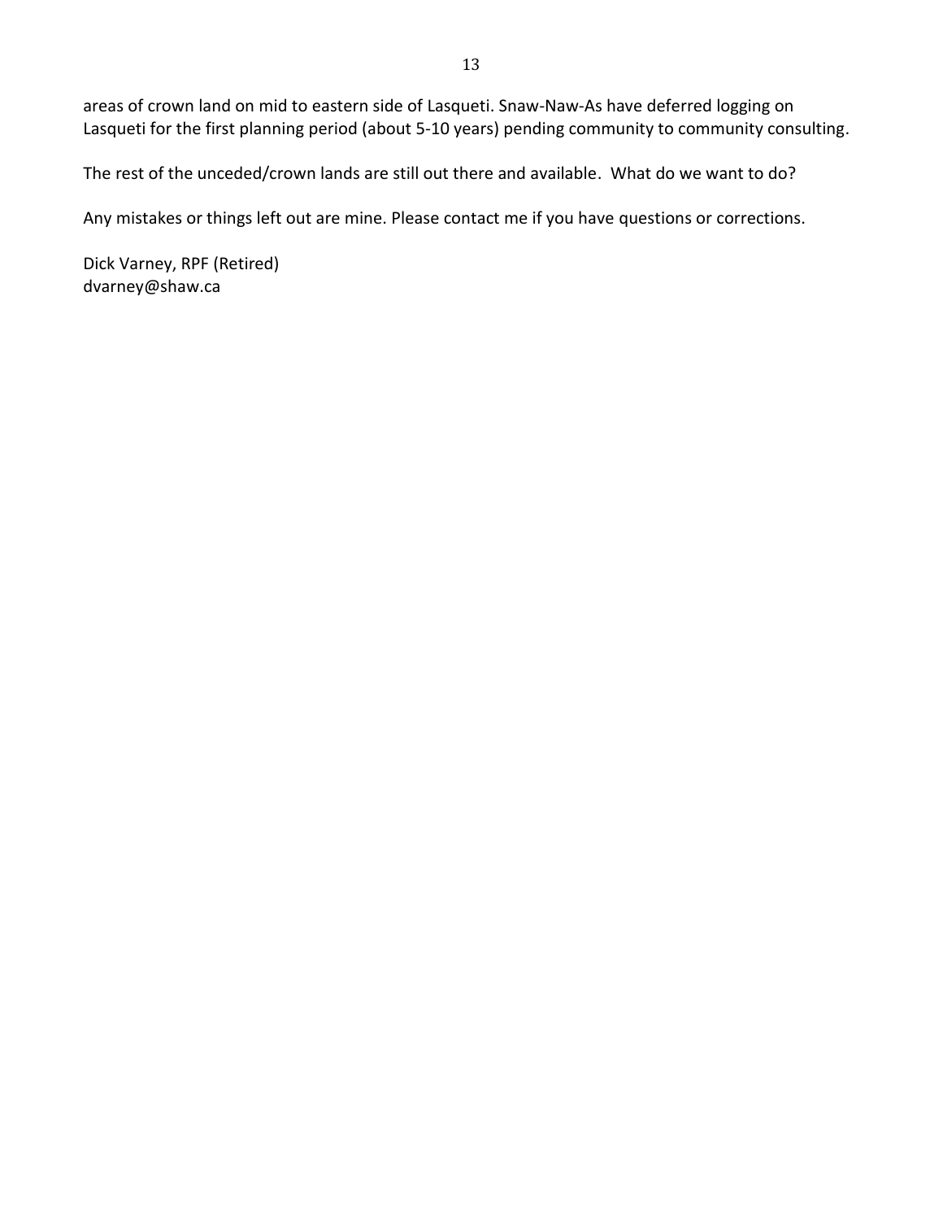areas of crown land on mid to eastern side of Lasqueti. Snaw-Naw-As have deferred logging on Lasqueti for the first planning period (about 5-10 years) pending community to community consulting.

The rest of the unceded/crown lands are still out there and available. What do we want to do?

Any mistakes or things left out are mine. Please contact me if you have questions or corrections.

Dick Varney, RPF (Retired)
dvarney@shaw.ca